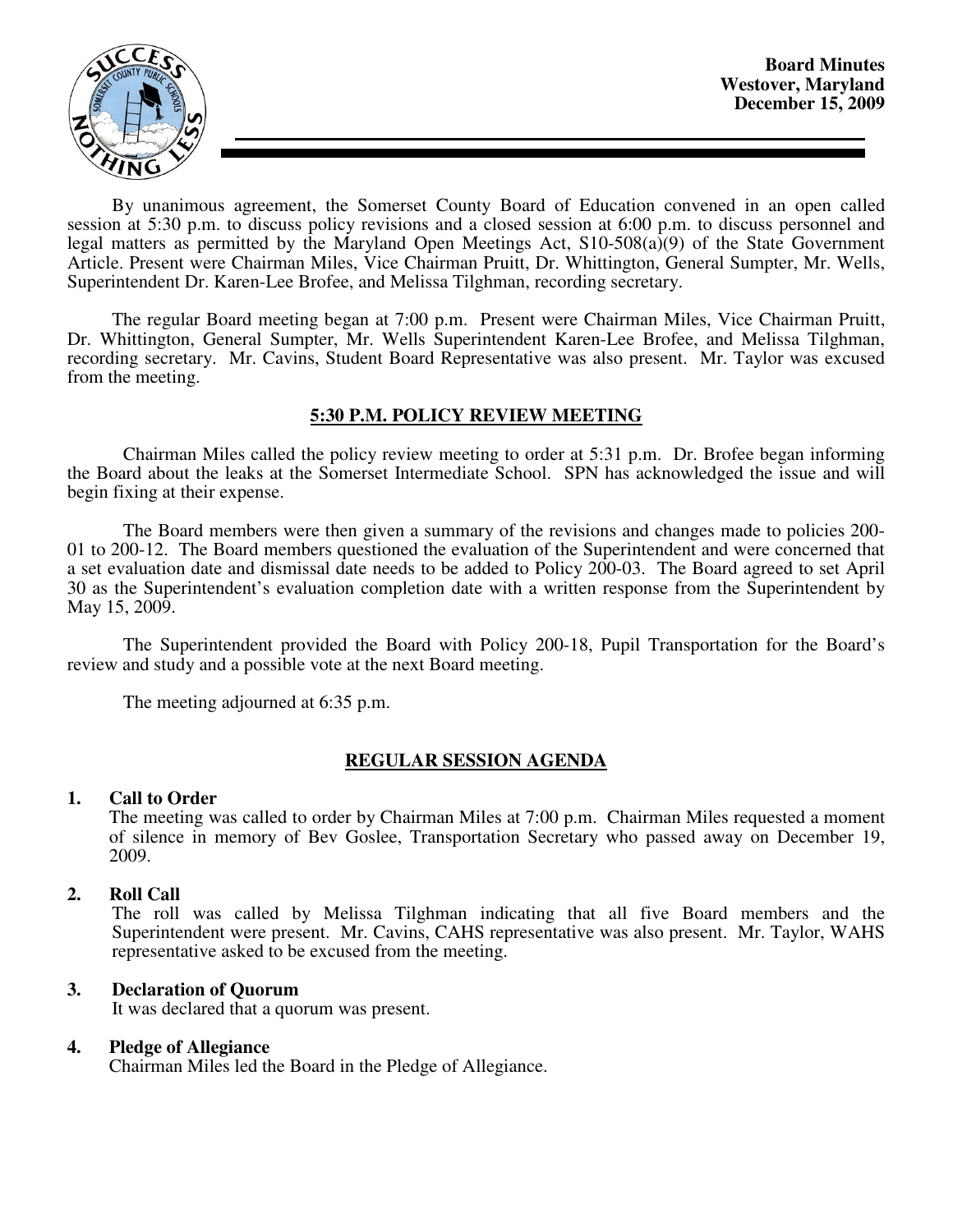**Board Minutes**
**Westover, Maryland**
**December 15, 2009**

By unanimous agreement, the Somerset County Board of Education convened in an open called session at 5:30 p.m. to discuss policy revisions and a closed session at 6:00 p.m. to discuss personnel and legal matters as permitted by the Maryland Open Meetings Act, S10-508(a)(9) of the State Government Article. Present were Chairman Miles, Vice Chairman Pruitt, Dr. Whittington, General Sumpter, Mr. Wells, Superintendent Dr. Karen-Lee Brofee, and Melissa Tilghman, recording secretary.

The regular Board meeting began at 7:00 p.m. Present were Chairman Miles, Vice Chairman Pruitt, Dr. Whittington, General Sumpter, Mr. Wells Superintendent Karen-Lee Brofee, and Melissa Tilghman, recording secretary. Mr. Cavins, Student Board Representative was also present. Mr. Taylor was excused from the meeting.

## 5:30 P.M. POLICY REVIEW MEETING

Chairman Miles called the policy review meeting to order at 5:31 p.m. Dr. Brofee began informing the Board about the leaks at the Somerset Intermediate School. SPN has acknowledged the issue and will begin fixing at their expense.

The Board members were then given a summary of the revisions and changes made to policies 200-01 to 200-12. The Board members questioned the evaluation of the Superintendent and were concerned that a set evaluation date and dismissal date needs to be added to Policy 200-03. The Board agreed to set April 30 as the Superintendent's evaluation completion date with a written response from the Superintendent by May 15, 2009.

The Superintendent provided the Board with Policy 200-18, Pupil Transportation for the Board's review and study and a possible vote at the next Board meeting.

The meeting adjourned at 6:35 p.m.

## REGULAR SESSION AGENDA

**1. Call to Order**
The meeting was called to order by Chairman Miles at 7:00 p.m. Chairman Miles requested a moment of silence in memory of Bev Goslee, Transportation Secretary who passed away on December 19, 2009.

**2. Roll Call**
The roll was called by Melissa Tilghman indicating that all five Board members and the Superintendent were present. Mr. Cavins, CAHS representative was also present. Mr. Taylor, WAHS representative asked to be excused from the meeting.

**3. Declaration of Quorum**
It was declared that a quorum was present.

**4. Pledge of Allegiance**
Chairman Miles led the Board in the Pledge of Allegiance.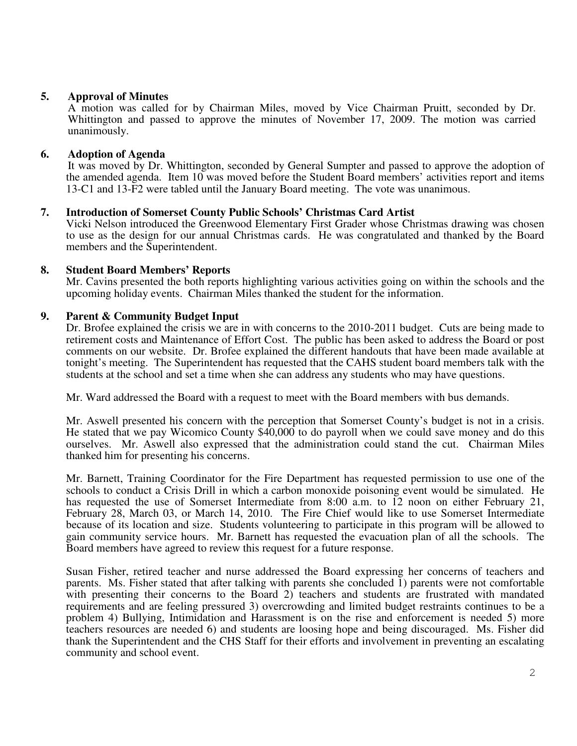**5. Approval of Minutes**

A motion was called for by Chairman Miles, moved by Vice Chairman Pruitt, seconded by Dr. Whittington and passed to approve the minutes of November 17, 2009. The motion was carried unanimously.

**6. Adoption of Agenda**

It was moved by Dr. Whittington, seconded by General Sumpter and passed to approve the adoption of the amended agenda. Item 10 was moved before the Student Board members' activities report and items 13-C1 and 13-F2 were tabled until the January Board meeting. The vote was unanimous.

**7. Introduction of Somerset County Public Schools' Christmas Card Artist**

Vicki Nelson introduced the Greenwood Elementary First Grader whose Christmas drawing was chosen to use as the design for our annual Christmas cards. He was congratulated and thanked by the Board members and the Superintendent.

**8. Student Board Members' Reports**

Mr. Cavins presented the both reports highlighting various activities going on within the schools and the upcoming holiday events. Chairman Miles thanked the student for the information.

**9. Parent & Community Budget Input**

Dr. Brofee explained the crisis we are in with concerns to the 2010-2011 budget. Cuts are being made to retirement costs and Maintenance of Effort Cost. The public has been asked to address the Board or post comments on our website. Dr. Brofee explained the different handouts that have been made available at tonight's meeting. The Superintendent has requested that the CAHS student board members talk with the students at the school and set a time when she can address any students who may have questions.

Mr. Ward addressed the Board with a request to meet with the Board members with bus demands.

Mr. Aswell presented his concern with the perception that Somerset County's budget is not in a crisis. He stated that we pay Wicomico County $40,000 to do payroll when we could save money and do this ourselves. Mr. Aswell also expressed that the administration could stand the cut. Chairman Miles thanked him for presenting his concerns.

Mr. Barnett, Training Coordinator for the Fire Department has requested permission to use one of the schools to conduct a Crisis Drill in which a carbon monoxide poisoning event would be simulated. He has requested the use of Somerset Intermediate from 8:00 a.m. to 12 noon on either February 21, February 28, March 03, or March 14, 2010. The Fire Chief would like to use Somerset Intermediate because of its location and size. Students volunteering to participate in this program will be allowed to gain community service hours. Mr. Barnett has requested the evacuation plan of all the schools. The Board members have agreed to review this request for a future response.

Susan Fisher, retired teacher and nurse addressed the Board expressing her concerns of teachers and parents. Ms. Fisher stated that after talking with parents she concluded 1) parents were not comfortable with presenting their concerns to the Board 2) teachers and students are frustrated with mandated requirements and are feeling pressured 3) overcrowding and limited budget restraints continues to be a problem 4) Bullying, Intimidation and Harassment is on the rise and enforcement is needed 5) more teachers resources are needed 6) and students are loosing hope and being discouraged. Ms. Fisher did thank the Superintendent and the CHS Staff for their efforts and involvement in preventing an escalating community and school event.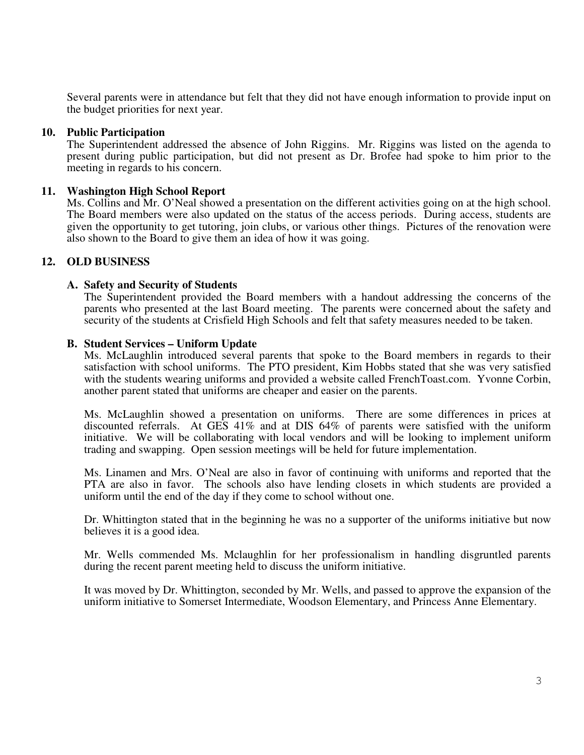Several parents were in attendance but felt that they did not have enough information to provide input on the budget priorities for next year.

## 10. Public Participation

The Superintendent addressed the absence of John Riggins. Mr. Riggins was listed on the agenda to present during public participation, but did not present as Dr. Brofee had spoke to him prior to the meeting in regards to his concern.

## 11. Washington High School Report

Ms. Collins and Mr. O'Neal showed a presentation on the different activities going on at the high school. The Board members were also updated on the status of the access periods. During access, students are given the opportunity to get tutoring, join clubs, or various other things. Pictures of the renovation were also shown to the Board to give them an idea of how it was going.

## 12. OLD BUSINESS

### A. Safety and Security of Students

The Superintendent provided the Board members with a handout addressing the concerns of the parents who presented at the last Board meeting. The parents were concerned about the safety and security of the students at Crisfield High Schools and felt that safety measures needed to be taken.

### B. Student Services – Uniform Update

Ms. McLaughlin introduced several parents that spoke to the Board members in regards to their satisfaction with school uniforms. The PTO president, Kim Hobbs stated that she was very satisfied with the students wearing uniforms and provided a website called FrenchToast.com. Yvonne Corbin, another parent stated that uniforms are cheaper and easier on the parents.

Ms. McLaughlin showed a presentation on uniforms. There are some differences in prices at discounted referrals. At GES 41% and at DIS 64% of parents were satisfied with the uniform initiative. We will be collaborating with local vendors and will be looking to implement uniform trading and swapping. Open session meetings will be held for future implementation.

Ms. Linamen and Mrs. O'Neal are also in favor of continuing with uniforms and reported that the PTA are also in favor. The schools also have lending closets in which students are provided a uniform until the end of the day if they come to school without one.

Dr. Whittington stated that in the beginning he was no a supporter of the uniforms initiative but now believes it is a good idea.

Mr. Wells commended Ms. Mclaughlin for her professionalism in handling disgruntled parents during the recent parent meeting held to discuss the uniform initiative.

It was moved by Dr. Whittington, seconded by Mr. Wells, and passed to approve the expansion of the uniform initiative to Somerset Intermediate, Woodson Elementary, and Princess Anne Elementary.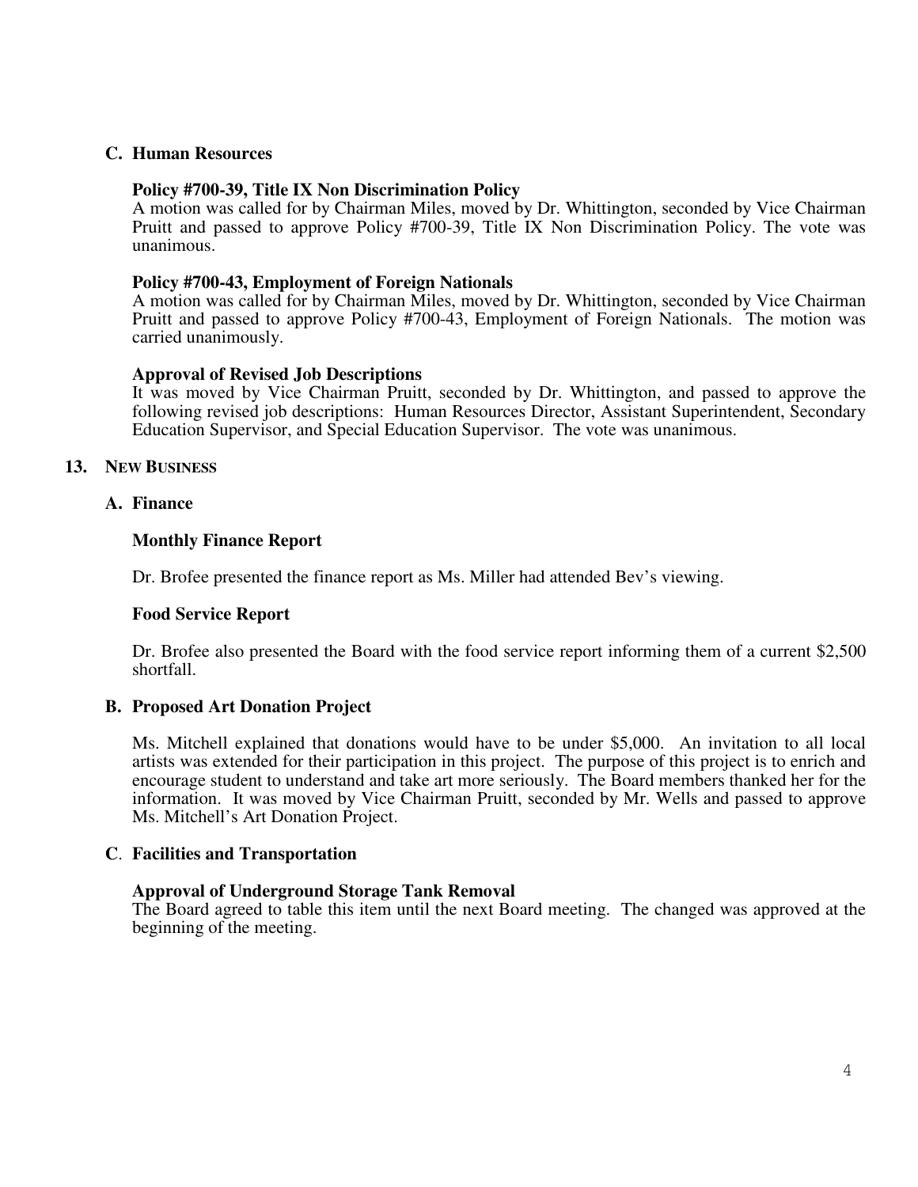### C. Human Resources

**Policy #700-39, Title IX Non Discrimination Policy**
A motion was called for by Chairman Miles, moved by Dr. Whittington, seconded by Vice Chairman Pruitt and passed to approve Policy #700-39, Title IX Non Discrimination Policy. The vote was unanimous.

**Policy #700-43, Employment of Foreign Nationals**
A motion was called for by Chairman Miles, moved by Dr. Whittington, seconded by Vice Chairman Pruitt and passed to approve Policy #700-43, Employment of Foreign Nationals. The motion was carried unanimously.

**Approval of Revised Job Descriptions**
It was moved by Vice Chairman Pruitt, seconded by Dr. Whittington, and passed to approve the following revised job descriptions: Human Resources Director, Assistant Superintendent, Secondary Education Supervisor, and Special Education Supervisor. The vote was unanimous.

## 13. NEW BUSINESS

### A. Finance

**Monthly Finance Report**

Dr. Brofee presented the finance report as Ms. Miller had attended Bev's viewing.

**Food Service Report**

Dr. Brofee also presented the Board with the food service report informing them of a current $2,500 shortfall.

### B. Proposed Art Donation Project

Ms. Mitchell explained that donations would have to be under $5,000. An invitation to all local artists was extended for their participation in this project. The purpose of this project is to enrich and encourage student to understand and take art more seriously. The Board members thanked her for the information. It was moved by Vice Chairman Pruitt, seconded by Mr. Wells and passed to approve Ms. Mitchell's Art Donation Project.

### C. Facilities and Transportation

**Approval of Underground Storage Tank Removal**
The Board agreed to table this item until the next Board meeting. The changed was approved at the beginning of the meeting.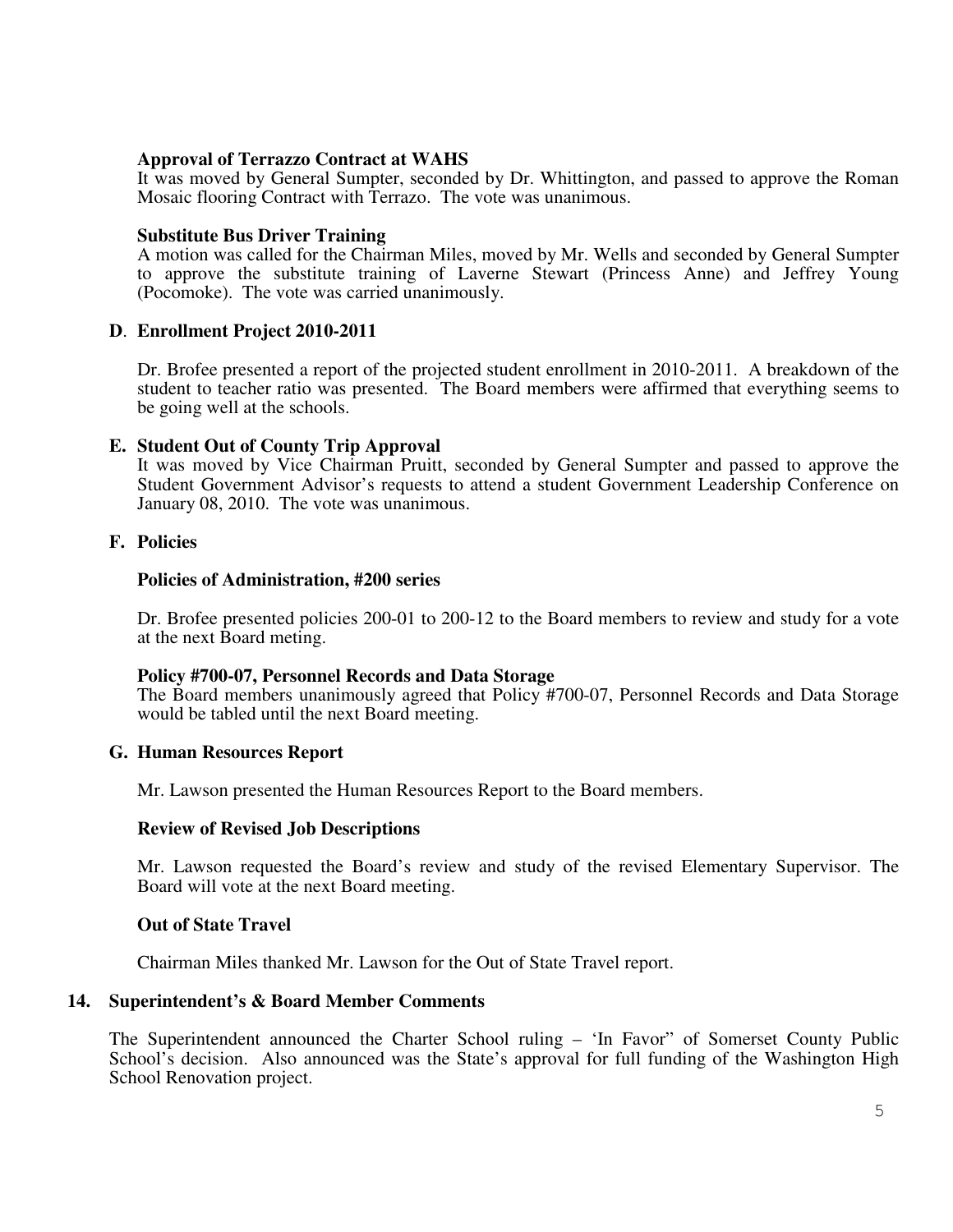**Approval of Terrazzo Contract at WAHS**
It was moved by General Sumpter, seconded by Dr. Whittington, and passed to approve the Roman Mosaic flooring Contract with Terrazo. The vote was unanimous.

**Substitute Bus Driver Training**
A motion was called for the Chairman Miles, moved by Mr. Wells and seconded by General Sumpter to approve the substitute training of Laverne Stewart (Princess Anne) and Jeffrey Young (Pocomoke). The vote was carried unanimously.

**D. Enrollment Project 2010-2011**

Dr. Brofee presented a report of the projected student enrollment in 2010-2011. A breakdown of the student to teacher ratio was presented. The Board members were affirmed that everything seems to be going well at the schools.

**E. Student Out of County Trip Approval**
It was moved by Vice Chairman Pruitt, seconded by General Sumpter and passed to approve the Student Government Advisor's requests to attend a student Government Leadership Conference on January 08, 2010. The vote was unanimous.

**F. Policies**

**Policies of Administration, #200 series**

Dr. Brofee presented policies 200-01 to 200-12 to the Board members to review and study for a vote at the next Board meting.

**Policy #700-07, Personnel Records and Data Storage**
The Board members unanimously agreed that Policy #700-07, Personnel Records and Data Storage would be tabled until the next Board meeting.

**G. Human Resources Report**

Mr. Lawson presented the Human Resources Report to the Board members.

**Review of Revised Job Descriptions**

Mr. Lawson requested the Board's review and study of the revised Elementary Supervisor. The Board will vote at the next Board meeting.

**Out of State Travel**

Chairman Miles thanked Mr. Lawson for the Out of State Travel report.

**14. Superintendent's & Board Member Comments**

The Superintendent announced the Charter School ruling – 'In Favor" of Somerset County Public School's decision. Also announced was the State's approval for full funding of the Washington High School Renovation project.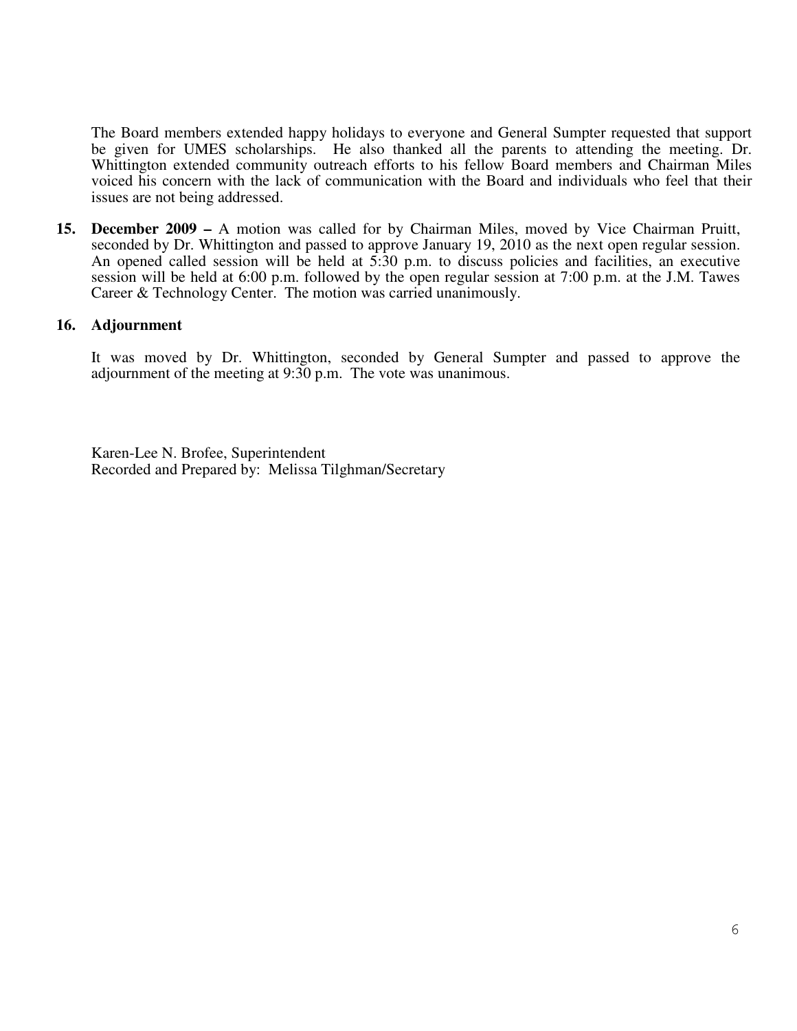The Board members extended happy holidays to everyone and General Sumpter requested that support be given for UMES scholarships. He also thanked all the parents to attending the meeting. Dr. Whittington extended community outreach efforts to his fellow Board members and Chairman Miles voiced his concern with the lack of communication with the Board and individuals who feel that their issues are not being addressed.

**15. December 2009 –** A motion was called for by Chairman Miles, moved by Vice Chairman Pruitt, seconded by Dr. Whittington and passed to approve January 19, 2010 as the next open regular session. An opened called session will be held at 5:30 p.m. to discuss policies and facilities, an executive session will be held at 6:00 p.m. followed by the open regular session at 7:00 p.m. at the J.M. Tawes Career & Technology Center. The motion was carried unanimously.

**16. Adjournment**

It was moved by Dr. Whittington, seconded by General Sumpter and passed to approve the adjournment of the meeting at 9:30 p.m. The vote was unanimous.

Karen-Lee N. Brofee, Superintendent
Recorded and Prepared by: Melissa Tilghman/Secretary